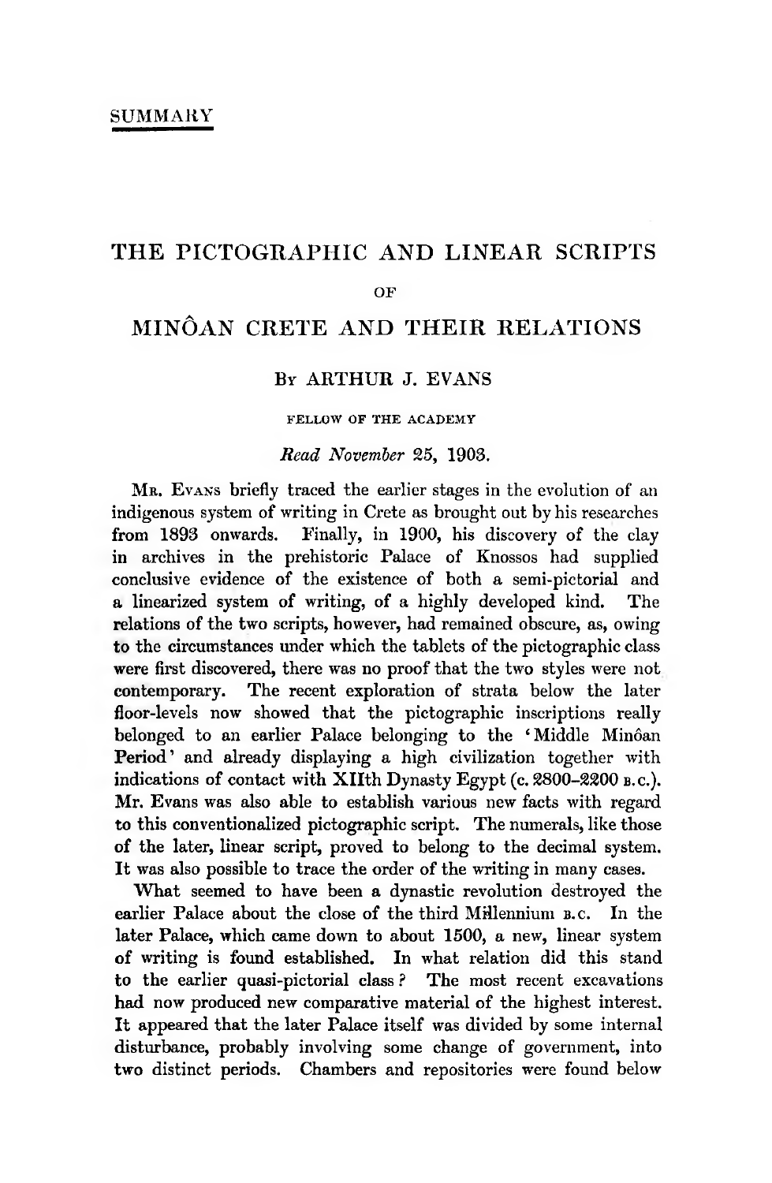SUMMARY

# THE PICTOGRAPHIC AND LINEAR SCRIPTS

OF

# MINÔAN CRETE AND THEIR RELATIONS

By ARTHUR J. EVANS

FELLOW OF THE ACADEMY

*Read November 25, 1903.*

Mr. Evans briefly traced the earlier stages in the evolution of an indigenous system of writing in Crete as brought out by his researches from 1893 onwards. Finally, in 1900, his discovery of the clay in archives in the prehistoric Palace of Knossos had supplied conclusive evidence of the existence of both a semi-pictorial and a linearized system of writing, of a highly developed kind. The relations of the two scripts, however, had remained obscure, as, owing to the circumstances under which the tablets of the pictographic class were first discovered, there was no proof that the two styles were not contemporary. The recent exploration of strata below the later floor-levels now showed that the pictographic inscriptions really belonged to an earlier Palace belonging to the 'Middle Minôan Period' and already displaying a high civilization together with indications of contact with XIIth Dynasty Egypt (c. 2800–2200 B.C.). Mr. Evans was also able to establish various new facts with regard to this conventionalized pictographic script. The numerals, like those of the later, linear script, proved to belong to the decimal system. It was also possible to trace the order of the writing in many cases.

What seemed to have been a dynastic revolution destroyed the earlier Palace about the close of the third Millennium B.C. In the later Palace, which came down to about 1500, a new, linear system of writing is found established. In what relation did this stand to the earlier quasi-pictorial class? The most recent excavations had now produced new comparative material of the highest interest. It appeared that the later Palace itself was divided by some internal disturbance, probably involving some change of government, into two distinct periods. Chambers and repositories were found below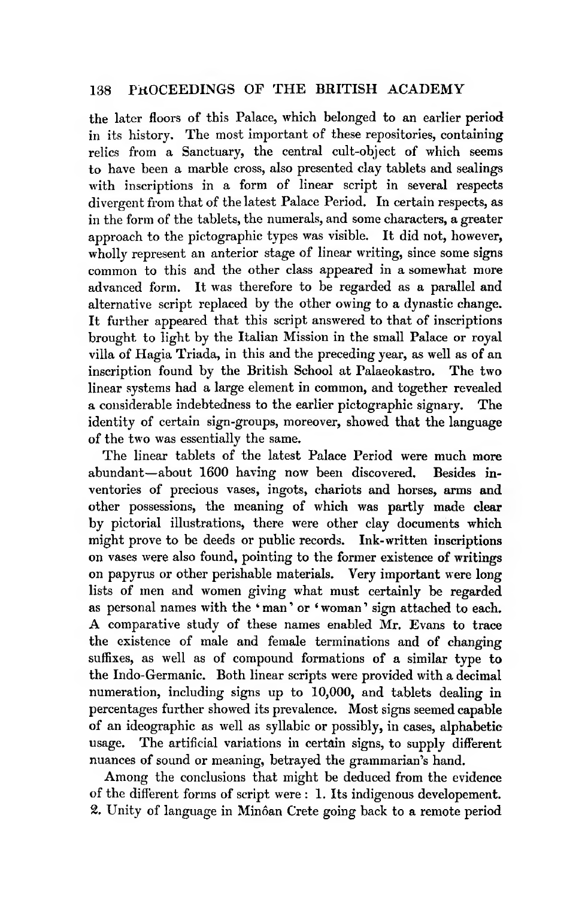the later floors of this Palace, which belonged to an earlier period in its history. The most important of these repositories, containing relics from a Sanctuary, the central cult-object of which seems to have been a marble cross, also presented clay tablets and sealings with inscriptions in a form of linear script in several respects divergent from that of the latest Palace Period. In certain respects, as in the form of the tablets, the numerals, and some characters, a greater approach to the pictographic types was visible. It did not, however, wholly represent an anterior stage of linear writing, since some signs common to this and the other class appeared in a somewhat more advanced form. It was therefore to be regarded as a parallel and alternative script replaced by the other owing to a dynastic change. It further appeared that this script answered to that of inscriptions brought to light by the Italian Mission in the small Palace or royal villa of Hagia Triada, in this and the preceding year, as well as of an inscription found by the British School at Palaeokastro. The two linear systems had a large element in common, and together revealed a considerable indebtedness to the earlier pictographic signary. The identity of certain sign-groups, moreover, showed that the language of the two was essentially the same.

The linear tablets of the latest Palace Period were much more abundant—about 1600 having now been discovered. Besides inventories of precious vases, ingots, chariots and horses, arms and other possessions, the meaning of which was partly made clear by pictorial illustrations, there were other clay documents which might prove to be deeds or public records. Ink-written inscriptions on vases were also found, pointing to the former existence of writings on papyrus or other perishable materials. Very important were long lists of men and women giving what must certainly be regarded as personal names with the 'man' or 'woman' sign attached to each. A comparative study of these names enabled Mr. Evans to trace the existence of male and female terminations and of changing suffixes, as well as of compound formations of a similar type to the Indo-Germanic. Both linear scripts were provided with a decimal numeration, including signs up to 10,000, and tablets dealing in percentages further showed its prevalence. Most signs seemed capable of an ideographic as well as syllabic or possibly, in cases, alphabetic usage. The artificial variations in certain signs, to supply different nuances of sound or meaning, betrayed the grammarian's hand.

Among the conclusions that might be deduced from the evidence of the different forms of script were: 1. Its indigenous developement. 2. Unity of language in Minôan Crete going back to a remote period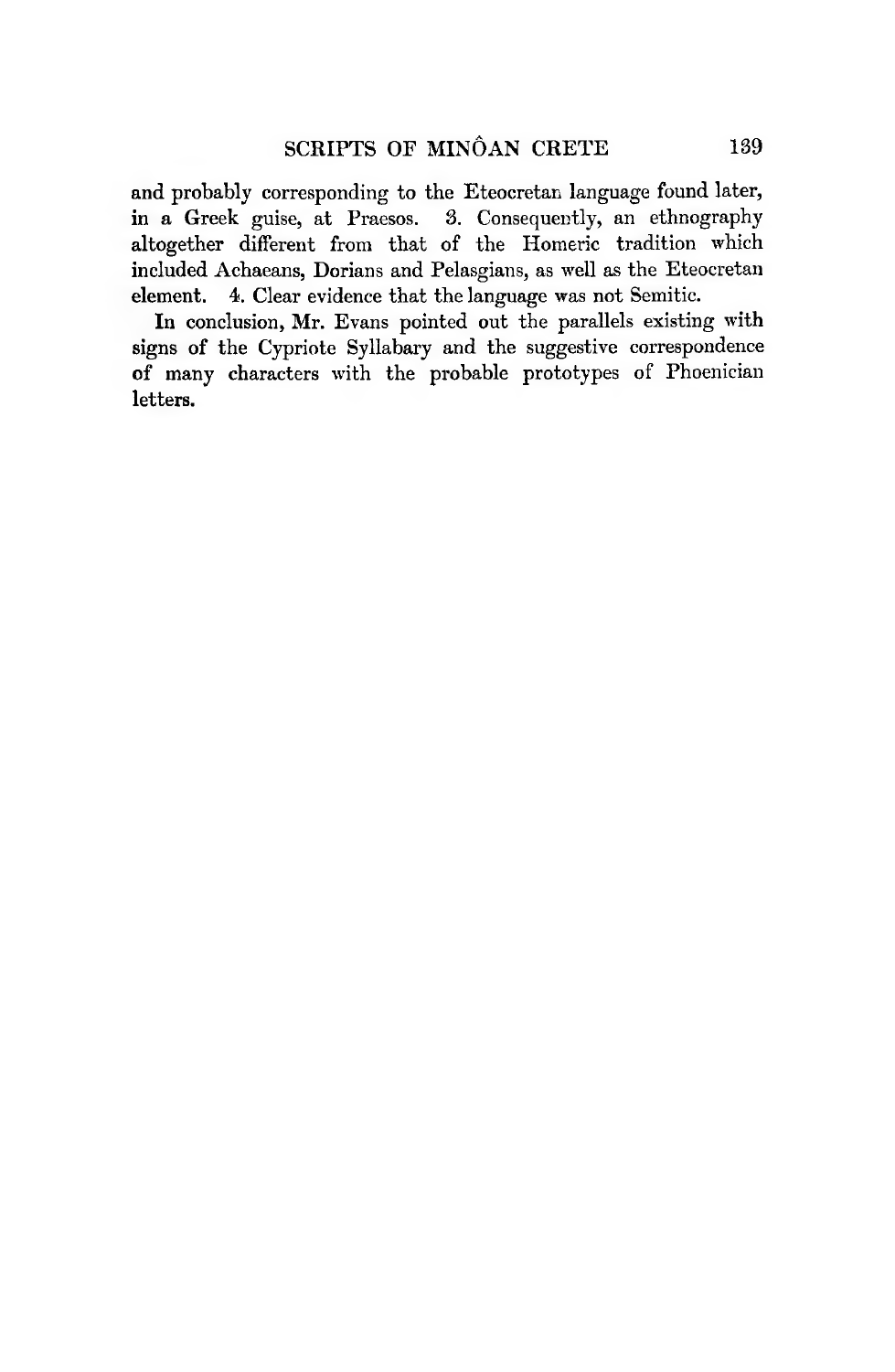and probably corresponding to the Eteocretan language found later, in a Greek guise, at Praesos. 3. Consequently, an ethnography altogether different from that of the Homeric tradition which included Achaeans, Dorians and Pelasgians, as well as the Eteocretan element. 4. Clear evidence that the language was not Semitic.

In conclusion, Mr. Evans pointed out the parallels existing with signs of the Cypriote Syllabary and the suggestive correspondence of many characters with the probable prototypes of Phoenician letters.